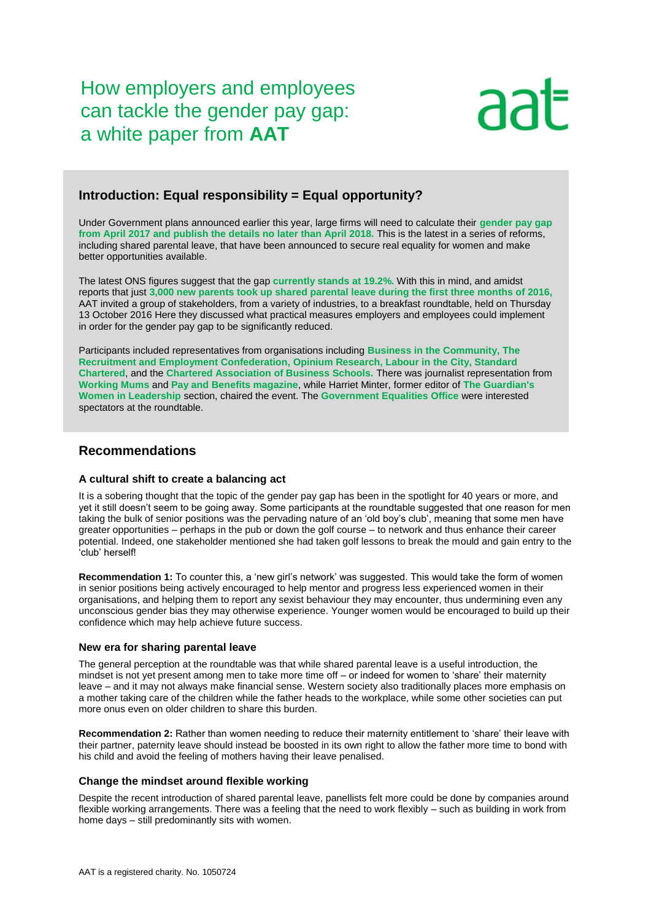# How employers and employees can tackle the gender pay gap: a white paper from **AAT**

## Introduction: Equal responsibility = Equal opportunity?

Under Government plans announced earlier this year, large firms will need to calculate their **gender pay gap from April 2017 and publish the details no later than April 2018.** This is the latest in a series of reforms, including shared parental leave, that have been announced to secure real equality for women and make better opportunities available.

The latest ONS figures suggest that the gap **currently stands at 19.2%.** With this in mind, and amidst reports that just **3,000 new parents took up shared parental leave during the first three months of 2016,** AAT invited a group of stakeholders, from a variety of industries, to a breakfast roundtable, held on Thursday 13 October 2016 Here they discussed what practical measures employers and employees could implement in order for the gender pay gap to be significantly reduced.

Participants included representatives from organisations including **Business in the Community, The Recruitment and Employment Confederation, Opinium Research, Labour in the City, Standard Chartered**, and the **Chartered Association of Business Schools.** There was journalist representation from **Working Mums** and **Pay and Benefits magazine**, while Harriet Minter, former editor of **The Guardian's Women in Leadership** section, chaired the event. The **Government Equalities Office** were interested spectators at the roundtable.

## Recommendations

### A cultural shift to create a balancing act

It is a sobering thought that the topic of the gender pay gap has been in the spotlight for 40 years or more, and yet it still doesn't seem to be going away. Some participants at the roundtable suggested that one reason for men taking the bulk of senior positions was the pervading nature of an 'old boy's club', meaning that some men have greater opportunities – perhaps in the pub or down the golf course – to network and thus enhance their career potential. Indeed, one stakeholder mentioned she had taken golf lessons to break the mould and gain entry to the 'club' herself!

**Recommendation 1:** To counter this, a 'new girl's network' was suggested. This would take the form of women in senior positions being actively encouraged to help mentor and progress less experienced women in their organisations, and helping them to report any sexist behaviour they may encounter, thus undermining even any unconscious gender bias they may otherwise experience. Younger women would be encouraged to build up their confidence which may help achieve future success.

### New era for sharing parental leave

The general perception at the roundtable was that while shared parental leave is a useful introduction, the mindset is not yet present among men to take more time off – or indeed for women to 'share' their maternity leave – and it may not always make financial sense. Western society also traditionally places more emphasis on a mother taking care of the children while the father heads to the workplace, while some other societies can put more onus even on older children to share this burden.

**Recommendation 2:** Rather than women needing to reduce their maternity entitlement to 'share' their leave with their partner, paternity leave should instead be boosted in its own right to allow the father more time to bond with his child and avoid the feeling of mothers having their leave penalised.

### Change the mindset around flexible working

Despite the recent introduction of shared parental leave, panellists felt more could be done by companies around flexible working arrangements. There was a feeling that the need to work flexibly – such as building in work from home days – still predominantly sits with women.

AAT is a registered charity. No. 1050724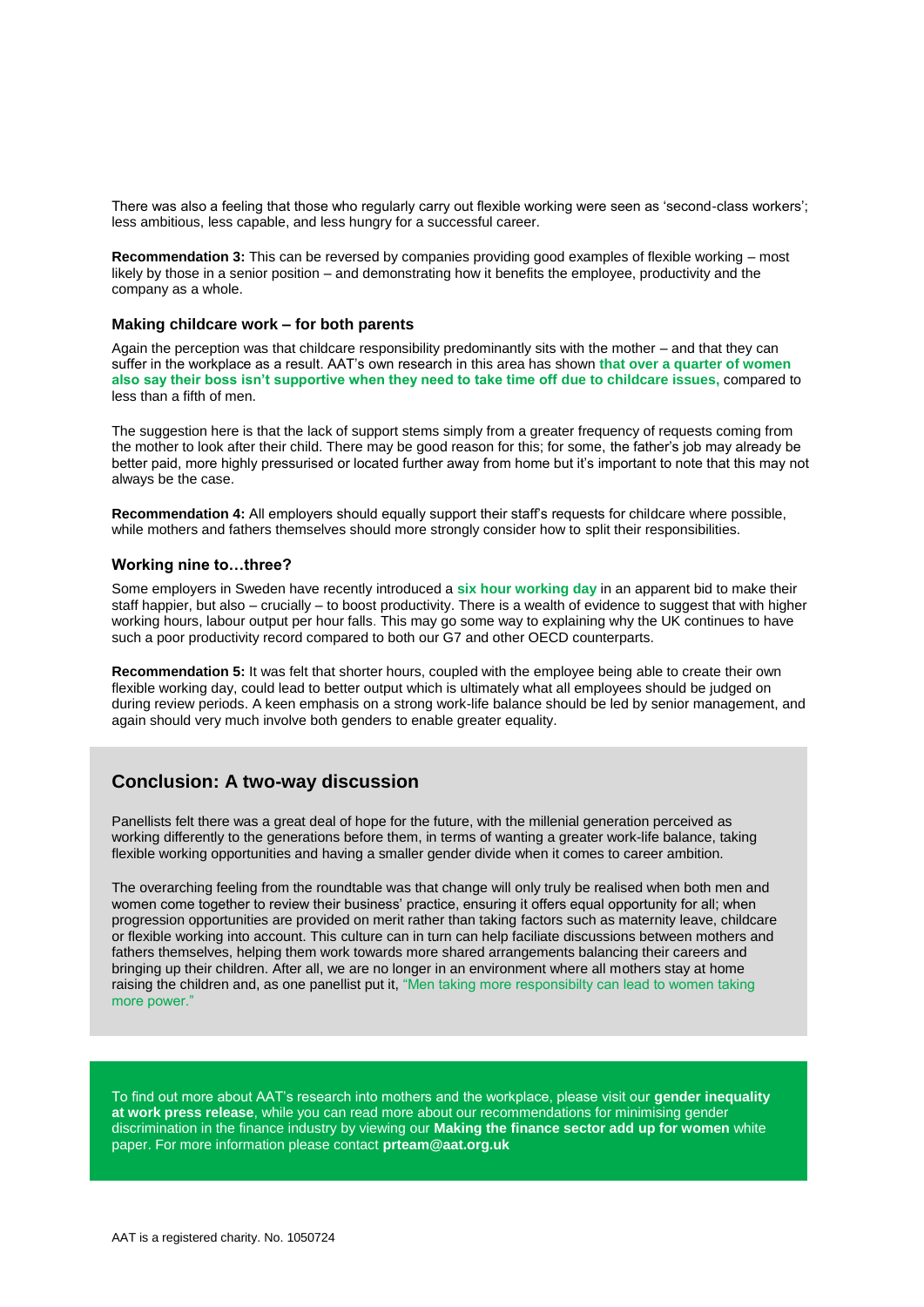There was also a feeling that those who regularly carry out flexible working were seen as 'second-class workers'; less ambitious, less capable, and less hungry for a successful career.

**Recommendation 3:** This can be reversed by companies providing good examples of flexible working – most likely by those in a senior position – and demonstrating how it benefits the employee, productivity and the company as a whole.

### Making childcare work – for both parents

Again the perception was that childcare responsibility predominantly sits with the mother – and that they can suffer in the workplace as a result. AAT's own research in this area has shown **that over a quarter of women also say their boss isn't supportive when they need to take time off due to childcare issues,** compared to less than a fifth of men.

The suggestion here is that the lack of support stems simply from a greater frequency of requests coming from the mother to look after their child. There may be good reason for this; for some, the father's job may already be better paid, more highly pressurised or located further away from home but it's important to note that this may not always be the case.

**Recommendation 4:** All employers should equally support their staff's requests for childcare where possible, while mothers and fathers themselves should more strongly consider how to split their responsibilities.

### Working nine to…three?

Some employers in Sweden have recently introduced a **six hour working day** in an apparent bid to make their staff happier, but also – crucially – to boost productivity. There is a wealth of evidence to suggest that with higher working hours, labour output per hour falls. This may go some way to explaining why the UK continues to have such a poor productivity record compared to both our G7 and other OECD counterparts.

**Recommendation 5:** It was felt that shorter hours, coupled with the employee being able to create their own flexible working day, could lead to better output which is ultimately what all employees should be judged on during review periods. A keen emphasis on a strong work-life balance should be led by senior management, and again should very much involve both genders to enable greater equality.

## Conclusion: A two-way discussion

Panellists felt there was a great deal of hope for the future, with the millenial generation perceived as working differently to the generations before them, in terms of wanting a greater work-life balance, taking flexible working opportunities and having a smaller gender divide when it comes to career ambition.

The overarching feeling from the roundtable was that change will only truly be realised when both men and women come together to review their business' practice, ensuring it offers equal opportunity for all; when progression opportunities are provided on merit rather than taking factors such as maternity leave, childcare or flexible working into account. This culture can in turn can help faciliate discussions between mothers and fathers themselves, helping them work towards more shared arrangements balancing their careers and bringing up their children. After all, we are no longer in an environment where all mothers stay at home raising the children and, as one panellist put it, "Men taking more responsibilty can lead to women taking more power."

To find out more about AAT's research into mothers and the workplace, please visit our **gender inequality at work press release**, while you can read more about our recommendations for minimising gender discrimination in the finance industry by viewing our **Making the finance sector add up for women** white paper. For more information please contact **prteam@aat.org.uk**

AAT is a registered charity. No. 1050724